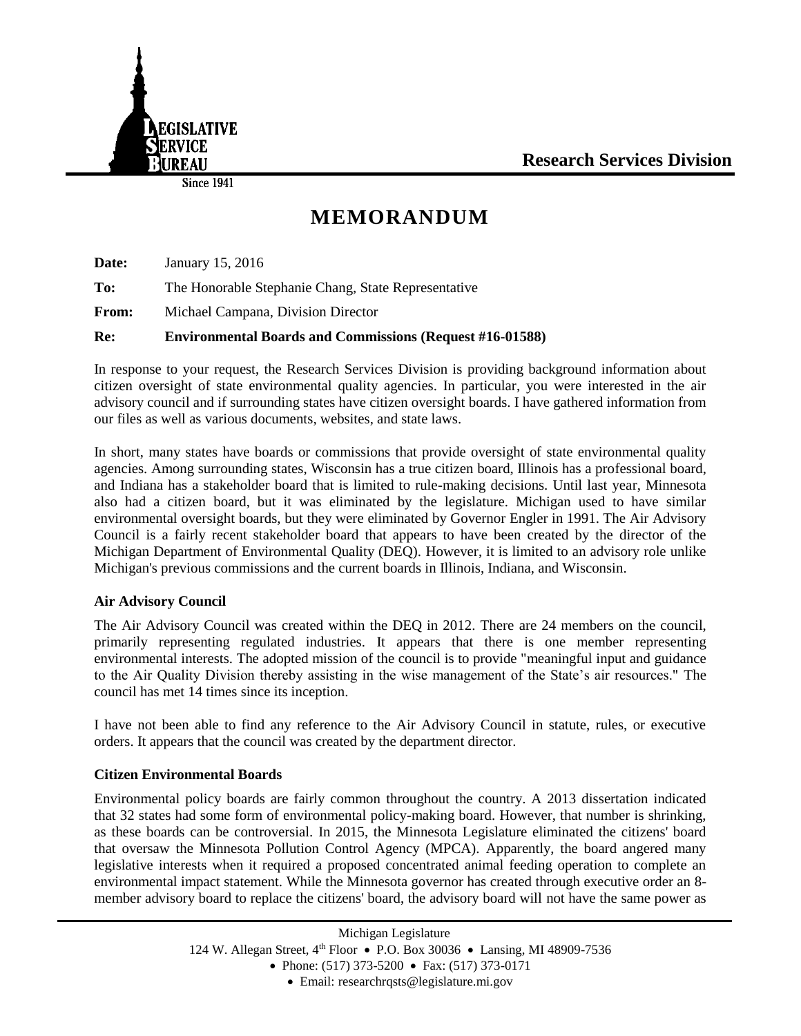**Research Services Division**

# MEMORANDUM

**Date:** January 15, 2016

**To:** The Honorable Stephanie Chang, State Representative

**From:** Michael Campana, Division Director

**Re:** **Environmental Boards and Commissions (Request #16-01588)**

In response to your request, the Research Services Division is providing background information about citizen oversight of state environmental quality agencies. In particular, you were interested in the air advisory council and if surrounding states have citizen oversight boards. I have gathered information from our files as well as various documents, websites, and state laws.

In short, many states have boards or commissions that provide oversight of state environmental quality agencies. Among surrounding states, Wisconsin has a true citizen board, Illinois has a professional board, and Indiana has a stakeholder board that is limited to rule-making decisions. Until last year, Minnesota also had a citizen board, but it was eliminated by the legislature. Michigan used to have similar environmental oversight boards, but they were eliminated by Governor Engler in 1991. The Air Advisory Council is a fairly recent stakeholder board that appears to have been created by the director of the Michigan Department of Environmental Quality (DEQ). However, it is limited to an advisory role unlike Michigan's previous commissions and the current boards in Illinois, Indiana, and Wisconsin.

### Air Advisory Council

The Air Advisory Council was created within the DEQ in 2012. There are 24 members on the council, primarily representing regulated industries. It appears that there is one member representing environmental interests. The adopted mission of the council is to provide "meaningful input and guidance to the Air Quality Division thereby assisting in the wise management of the State's air resources." The council has met 14 times since its inception.

I have not been able to find any reference to the Air Advisory Council in statute, rules, or executive orders. It appears that the council was created by the department director.

### Citizen Environmental Boards

Environmental policy boards are fairly common throughout the country. A 2013 dissertation indicated that 32 states had some form of environmental policy-making board. However, that number is shrinking, as these boards can be controversial. In 2015, the Minnesota Legislature eliminated the citizens' board that oversaw the Minnesota Pollution Control Agency (MPCA). Apparently, the board angered many legislative interests when it required a proposed concentrated animal feeding operation to complete an environmental impact statement. While the Minnesota governor has created through executive order an 8-member advisory board to replace the citizens' board, the advisory board will not have the same power as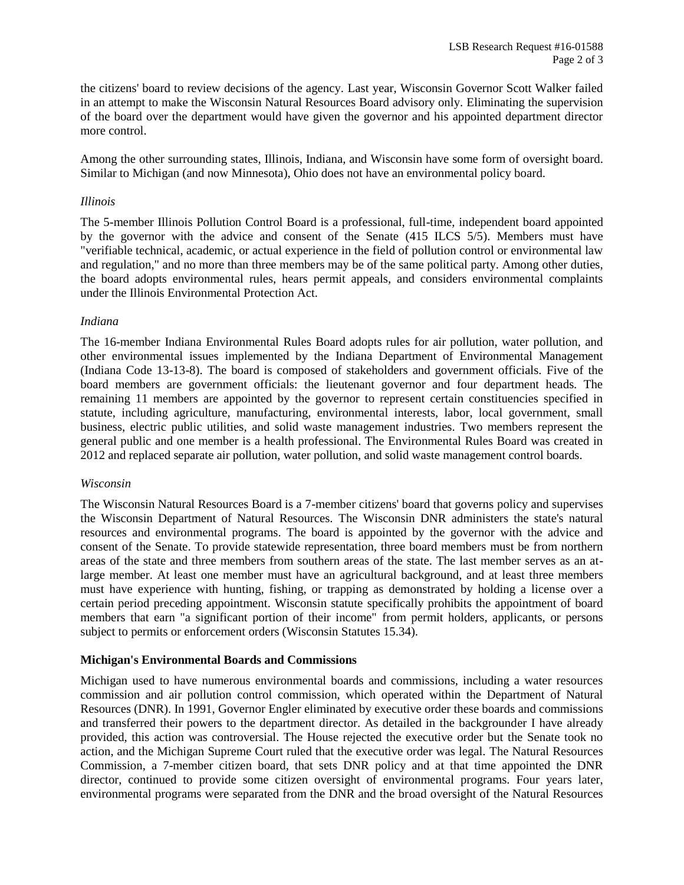the citizens' board to review decisions of the agency. Last year, Wisconsin Governor Scott Walker failed in an attempt to make the Wisconsin Natural Resources Board advisory only. Eliminating the supervision of the board over the department would have given the governor and his appointed department director more control.

Among the other surrounding states, Illinois, Indiana, and Wisconsin have some form of oversight board. Similar to Michigan (and now Minnesota), Ohio does not have an environmental policy board.

*Illinois*

The 5-member Illinois Pollution Control Board is a professional, full-time, independent board appointed by the governor with the advice and consent of the Senate (415 ILCS 5/5). Members must have "verifiable technical, academic, or actual experience in the field of pollution control or environmental law and regulation," and no more than three members may be of the same political party. Among other duties, the board adopts environmental rules, hears permit appeals, and considers environmental complaints under the Illinois Environmental Protection Act.

*Indiana*

The 16-member Indiana Environmental Rules Board adopts rules for air pollution, water pollution, and other environmental issues implemented by the Indiana Department of Environmental Management (Indiana Code 13-13-8). The board is composed of stakeholders and government officials. Five of the board members are government officials: the lieutenant governor and four department heads. The remaining 11 members are appointed by the governor to represent certain constituencies specified in statute, including agriculture, manufacturing, environmental interests, labor, local government, small business, electric public utilities, and solid waste management industries. Two members represent the general public and one member is a health professional. The Environmental Rules Board was created in 2012 and replaced separate air pollution, water pollution, and solid waste management control boards.

*Wisconsin*

The Wisconsin Natural Resources Board is a 7-member citizens' board that governs policy and supervises the Wisconsin Department of Natural Resources. The Wisconsin DNR administers the state's natural resources and environmental programs. The board is appointed by the governor with the advice and consent of the Senate. To provide statewide representation, three board members must be from northern areas of the state and three members from southern areas of the state. The last member serves as an at-large member. At least one member must have an agricultural background, and at least three members must have experience with hunting, fishing, or trapping as demonstrated by holding a license over a certain period preceding appointment. Wisconsin statute specifically prohibits the appointment of board members that earn "a significant portion of their income" from permit holders, applicants, or persons subject to permits or enforcement orders (Wisconsin Statutes 15.34).

**Michigan's Environmental Boards and Commissions**

Michigan used to have numerous environmental boards and commissions, including a water resources commission and air pollution control commission, which operated within the Department of Natural Resources (DNR). In 1991, Governor Engler eliminated by executive order these boards and commissions and transferred their powers to the department director. As detailed in the backgrounder I have already provided, this action was controversial. The House rejected the executive order but the Senate took no action, and the Michigan Supreme Court ruled that the executive order was legal. The Natural Resources Commission, a 7-member citizen board, that sets DNR policy and at that time appointed the DNR director, continued to provide some citizen oversight of environmental programs. Four years later, environmental programs were separated from the DNR and the broad oversight of the Natural Resources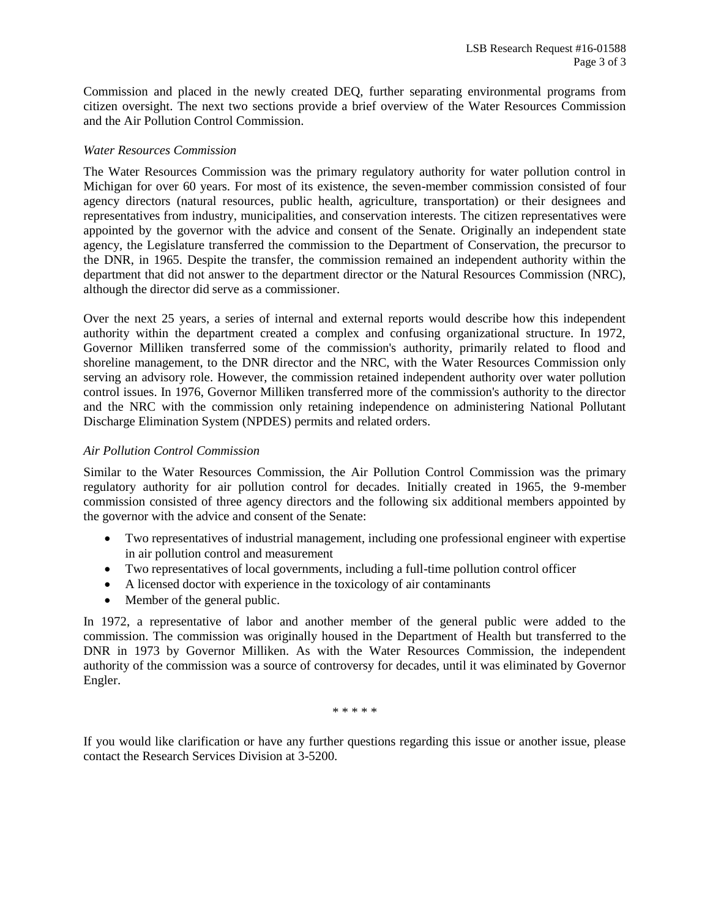Commission and placed in the newly created DEQ, further separating environmental programs from citizen oversight. The next two sections provide a brief overview of the Water Resources Commission and the Air Pollution Control Commission.

*Water Resources Commission*

The Water Resources Commission was the primary regulatory authority for water pollution control in Michigan for over 60 years. For most of its existence, the seven-member commission consisted of four agency directors (natural resources, public health, agriculture, transportation) or their designees and representatives from industry, municipalities, and conservation interests. The citizen representatives were appointed by the governor with the advice and consent of the Senate. Originally an independent state agency, the Legislature transferred the commission to the Department of Conservation, the precursor to the DNR, in 1965. Despite the transfer, the commission remained an independent authority within the department that did not answer to the department director or the Natural Resources Commission (NRC), although the director did serve as a commissioner.

Over the next 25 years, a series of internal and external reports would describe how this independent authority within the department created a complex and confusing organizational structure. In 1972, Governor Milliken transferred some of the commission's authority, primarily related to flood and shoreline management, to the DNR director and the NRC, with the Water Resources Commission only serving an advisory role. However, the commission retained independent authority over water pollution control issues. In 1976, Governor Milliken transferred more of the commission's authority to the director and the NRC with the commission only retaining independence on administering National Pollutant Discharge Elimination System (NPDES) permits and related orders.

*Air Pollution Control Commission*

Similar to the Water Resources Commission, the Air Pollution Control Commission was the primary regulatory authority for air pollution control for decades. Initially created in 1965, the 9-member commission consisted of three agency directors and the following six additional members appointed by the governor with the advice and consent of the Senate:

- Two representatives of industrial management, including one professional engineer with expertise in air pollution control and measurement
- Two representatives of local governments, including a full-time pollution control officer
- A licensed doctor with experience in the toxicology of air contaminants
- Member of the general public.

In 1972, a representative of labor and another member of the general public were added to the commission. The commission was originally housed in the Department of Health but transferred to the DNR in 1973 by Governor Milliken. As with the Water Resources Commission, the independent authority of the commission was a source of controversy for decades, until it was eliminated by Governor Engler.

\* \* \* \* \*

If you would like clarification or have any further questions regarding this issue or another issue, please contact the Research Services Division at 3-5200.